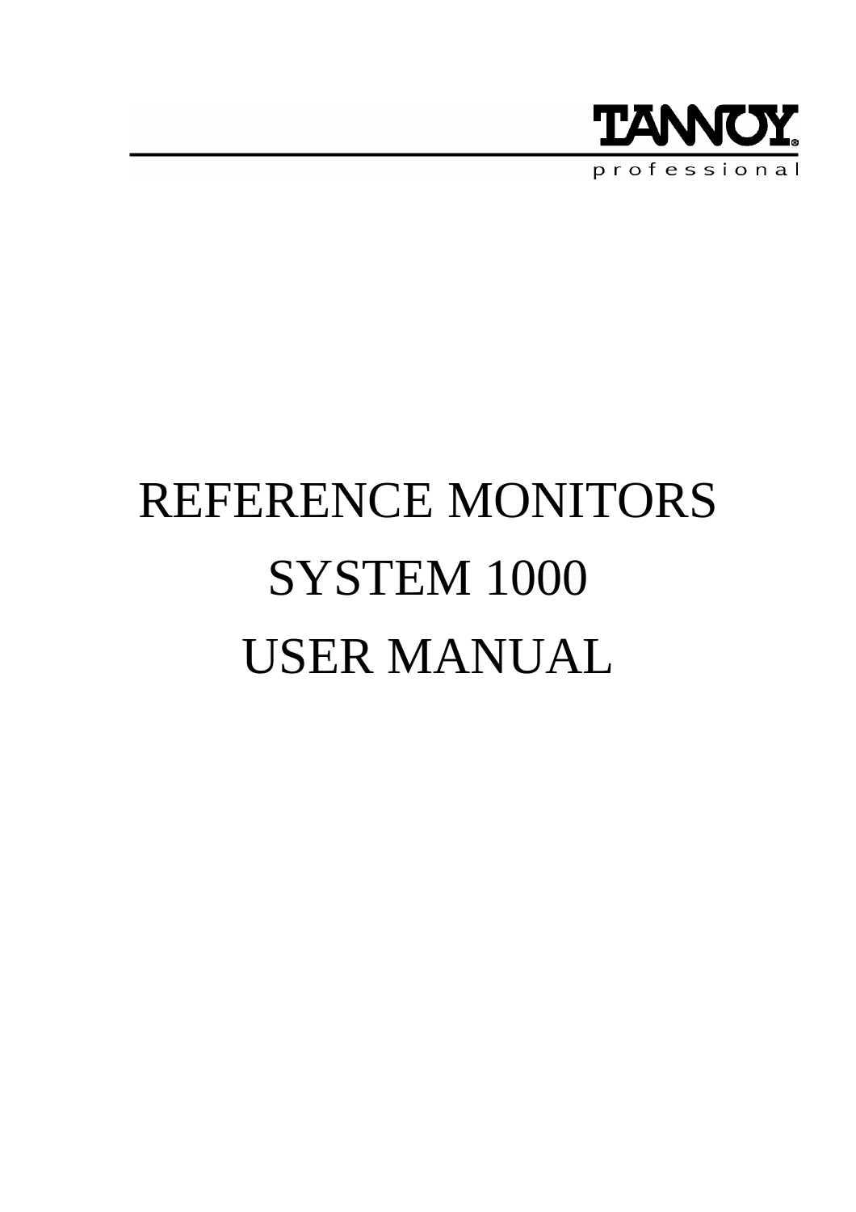TANNOY professional

# REFERENCE MONITORS

# SYSTEM 1000

# USER MANUAL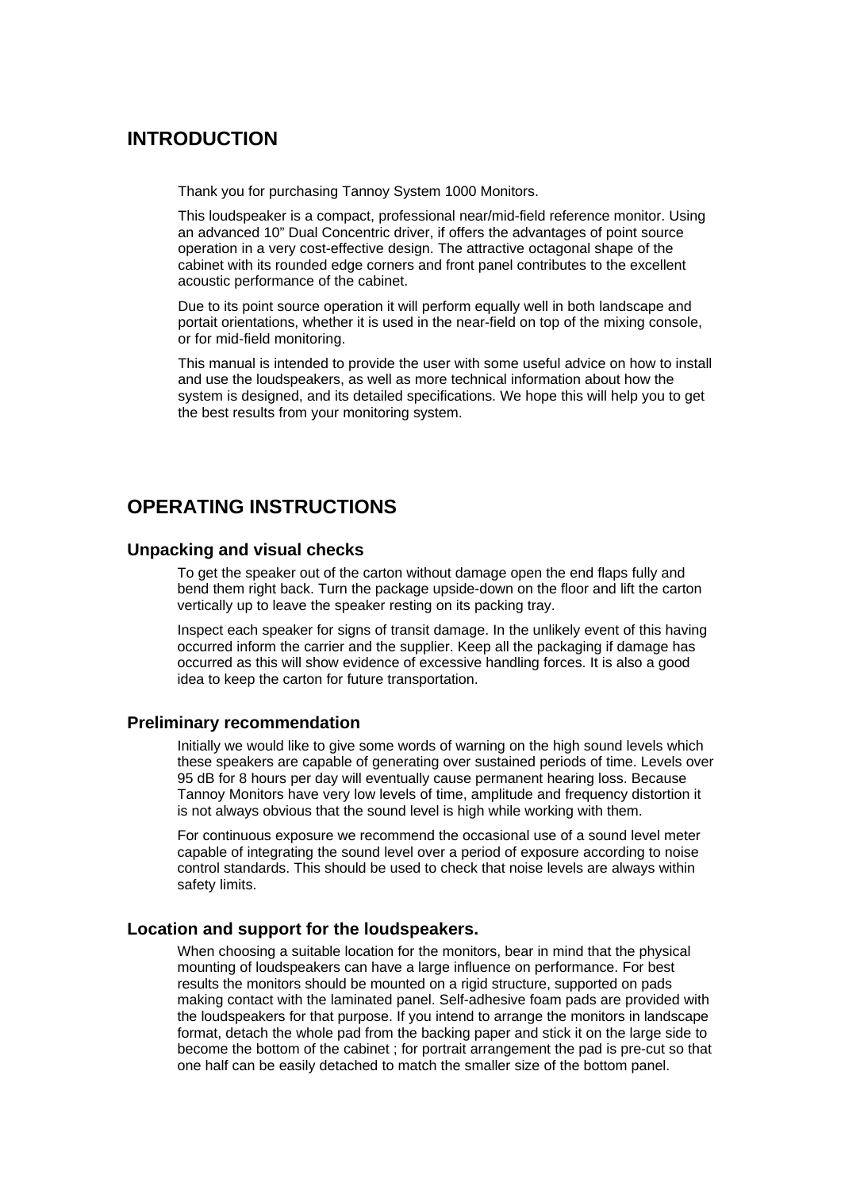## INTRODUCTION

Thank you for purchasing Tannoy System 1000 Monitors.

This loudspeaker is a compact, professional near/mid-field reference monitor. Using an advanced 10" Dual Concentric driver, if offers the advantages of point source operation in a very cost-effective design. The attractive octagonal shape of the cabinet with its rounded edge corners and front panel contributes to the excellent acoustic performance of the cabinet.

Due to its point source operation it will perform equally well in both landscape and portait orientations, whether it is used in the near-field on top of the mixing console, or for mid-field monitoring.

This manual is intended to provide the user with some useful advice on how to install and use the loudspeakers, as well as more technical information about how the system is designed, and its detailed specifications. We hope this will help you to get the best results from your monitoring system.

## OPERATING INSTRUCTIONS

### Unpacking and visual checks

To get the speaker out of the carton without damage open the end flaps fully and bend them right back. Turn the package upside-down on the floor and lift the carton vertically up to leave the speaker resting on its packing tray.

Inspect each speaker for signs of transit damage. In the unlikely event of this having occurred inform the carrier and the supplier. Keep all the packaging if damage has occurred as this will show evidence of excessive handling forces. It is also a good idea to keep the carton for future transportation.

### Preliminary recommendation

Initially we would like to give some words of warning on the high sound levels which these speakers are capable of generating over sustained periods of time. Levels over 95 dB for 8 hours per day will eventually cause permanent hearing loss. Because Tannoy Monitors have very low levels of time, amplitude and frequency distortion it is not always obvious that the sound level is high while working with them.

For continuous exposure we recommend the occasional use of a sound level meter capable of integrating the sound level over a period of exposure according to noise control standards. This should be used to check that noise levels are always within safety limits.

### Location and support for the loudspeakers.

When choosing a suitable location for the monitors, bear in mind that the physical mounting of loudspeakers can have a large influence on performance. For best results the monitors should be mounted on a rigid structure, supported on pads making contact with the laminated panel. Self-adhesive foam pads are provided with the loudspeakers for that purpose. If you intend to arrange the monitors in landscape format, detach the whole pad from the backing paper and stick it on the large side to become the bottom of the cabinet ; for portrait arrangement the pad is pre-cut so that one half can be easily detached to match the smaller size of the bottom panel.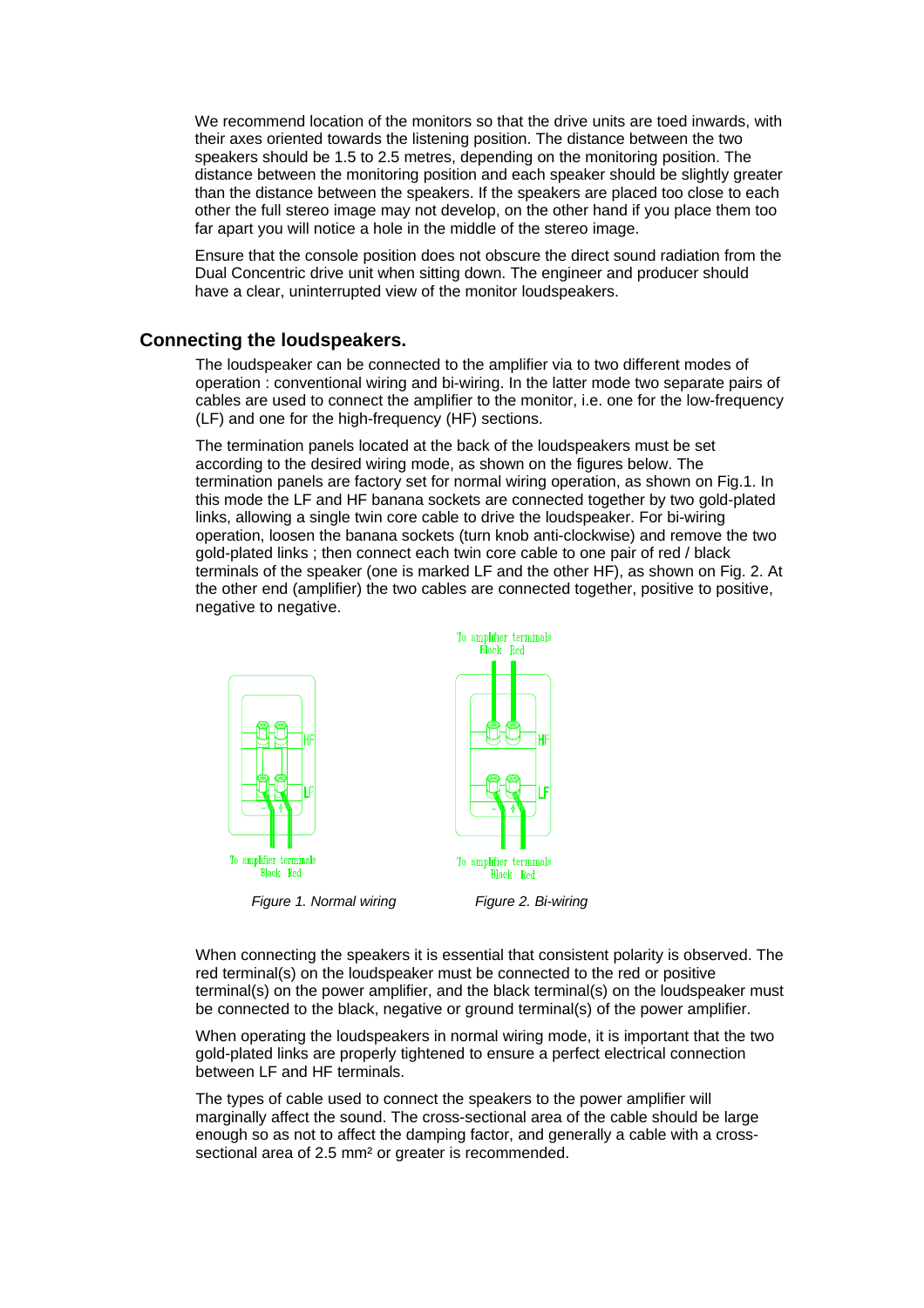We recommend location of the monitors so that the drive units are toed inwards, with their axes oriented towards the listening position. The distance between the two speakers should be 1.5 to 2.5 metres, depending on the monitoring position. The distance between the monitoring position and each speaker should be slightly greater than the distance between the speakers. If the speakers are placed too close to each other the full stereo image may not develop, on the other hand if you place them too far apart you will notice a hole in the middle of the stereo image.

Ensure that the console position does not obscure the direct sound radiation from the Dual Concentric drive unit when sitting down. The engineer and producer should have a clear, uninterrupted view of the monitor loudspeakers.

## Connecting the loudspeakers.

The loudspeaker can be connected to the amplifier via to two different modes of operation : conventional wiring and bi-wiring. In the latter mode two separate pairs of cables are used to connect the amplifier to the monitor, i.e. one for the low-frequency (LF) and one for the high-frequency (HF) sections.

The termination panels located at the back of the loudspeakers must be set according to the desired wiring mode, as shown on the figures below. The termination panels are factory set for normal wiring operation, as shown on Fig.1. In this mode the LF and HF banana sockets are connected together by two gold-plated links, allowing a single twin core cable to drive the loudspeaker. For bi-wiring operation, loosen the banana sockets (turn knob anti-clockwise) and remove the two gold-plated links ; then connect each twin core cable to one pair of red / black terminals of the speaker (one is marked LF and the other HF), as shown on Fig. 2. At the other end (amplifier) the two cables are connected together, positive to positive, negative to negative.

HF

LF

To amplifier terminals
Black Red

*Figure 1. Normal wiring*

To amplifier terminals
Black Red

HF

LF

To amplifier terminals
Black Red

*Figure 2. Bi-wiring*

When connecting the speakers it is essential that consistent polarity is observed. The red terminal(s) on the loudspeaker must be connected to the red or positive terminal(s) on the power amplifier, and the black terminal(s) on the loudspeaker must be connected to the black, negative or ground terminal(s) of the power amplifier.

When operating the loudspeakers in normal wiring mode, it is important that the two gold-plated links are properly tightened to ensure a perfect electrical connection between LF and HF terminals.

The types of cable used to connect the speakers to the power amplifier will marginally affect the sound. The cross-sectional area of the cable should be large enough so as not to affect the damping factor, and generally a cable with a cross-sectional area of 2.5 $mm^2$ or greater is recommended.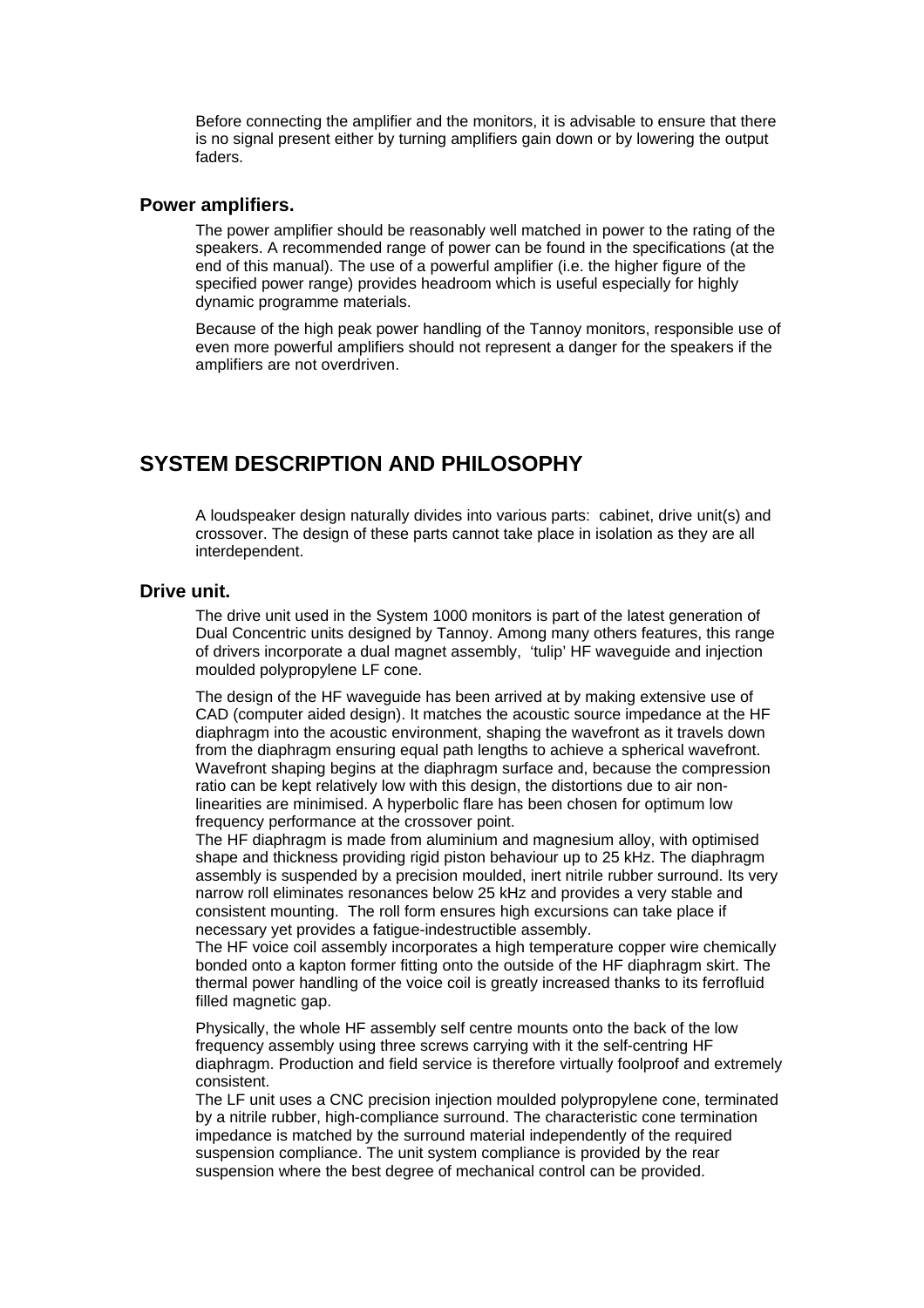Before connecting the amplifier and the monitors, it is advisable to ensure that there is no signal present either by turning amplifiers gain down or by lowering the output faders.

### Power amplifiers.

The power amplifier should be reasonably well matched in power to the rating of the speakers. A recommended range of power can be found in the specifications (at the end of this manual). The use of a powerful amplifier (i.e. the higher figure of the specified power range) provides headroom which is useful especially for highly dynamic programme materials.

Because of the high peak power handling of the Tannoy monitors, responsible use of even more powerful amplifiers should not represent a danger for the speakers if the amplifiers are not overdriven.

## SYSTEM DESCRIPTION AND PHILOSOPHY

A loudspeaker design naturally divides into various parts: cabinet, drive unit(s) and crossover. The design of these parts cannot take place in isolation as they are all interdependent.

### Drive unit.

The drive unit used in the System 1000 monitors is part of the latest generation of Dual Concentric units designed by Tannoy. Among many others features, this range of drivers incorporate a dual magnet assembly, 'tulip' HF waveguide and injection moulded polypropylene LF cone.

The design of the HF waveguide has been arrived at by making extensive use of CAD (computer aided design). It matches the acoustic source impedance at the HF diaphragm into the acoustic environment, shaping the wavefront as it travels down from the diaphragm ensuring equal path lengths to achieve a spherical wavefront. Wavefront shaping begins at the diaphragm surface and, because the compression ratio can be kept relatively low with this design, the distortions due to air non-linearities are minimised. A hyperbolic flare has been chosen for optimum low frequency performance at the crossover point.

The HF diaphragm is made from aluminium and magnesium alloy, with optimised shape and thickness providing rigid piston behaviour up to 25 kHz. The diaphragm assembly is suspended by a precision moulded, inert nitrile rubber surround. Its very narrow roll eliminates resonances below 25 kHz and provides a very stable and consistent mounting. The roll form ensures high excursions can take place if necessary yet provides a fatigue-indestructible assembly.

The HF voice coil assembly incorporates a high temperature copper wire chemically bonded onto a kapton former fitting onto the outside of the HF diaphragm skirt. The thermal power handling of the voice coil is greatly increased thanks to its ferrofluid filled magnetic gap.

Physically, the whole HF assembly self centre mounts onto the back of the low frequency assembly using three screws carrying with it the self-centring HF diaphragm. Production and field service is therefore virtually foolproof and extremely consistent.

The LF unit uses a CNC precision injection moulded polypropylene cone, terminated by a nitrile rubber, high-compliance surround. The characteristic cone termination impedance is matched by the surround material independently of the required suspension compliance. The unit system compliance is provided by the rear suspension where the best degree of mechanical control can be provided.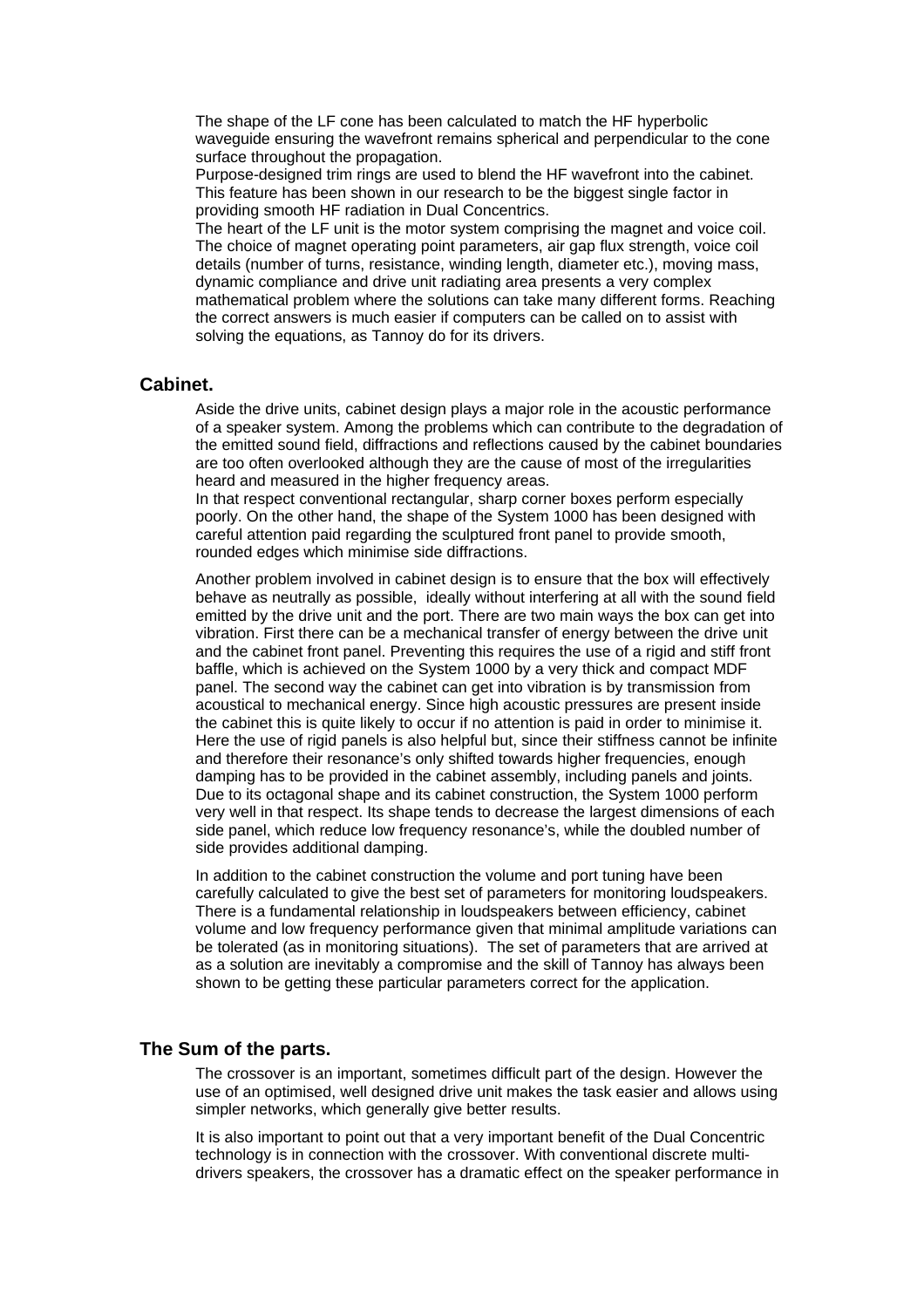The shape of the LF cone has been calculated to match the HF hyperbolic waveguide ensuring the wavefront remains spherical and perpendicular to the cone surface throughout the propagation.

Purpose-designed trim rings are used to blend the HF wavefront into the cabinet. This feature has been shown in our research to be the biggest single factor in providing smooth HF radiation in Dual Concentrics.

The heart of the LF unit is the motor system comprising the magnet and voice coil. The choice of magnet operating point parameters, air gap flux strength, voice coil details (number of turns, resistance, winding length, diameter etc.), moving mass, dynamic compliance and drive unit radiating area presents a very complex mathematical problem where the solutions can take many different forms. Reaching the correct answers is much easier if computers can be called on to assist with solving the equations, as Tannoy do for its drivers.

## Cabinet.

Aside the drive units, cabinet design plays a major role in the acoustic performance of a speaker system. Among the problems which can contribute to the degradation of the emitted sound field, diffractions and reflections caused by the cabinet boundaries are too often overlooked although they are the cause of most of the irregularities heard and measured in the higher frequency areas.

In that respect conventional rectangular, sharp corner boxes perform especially poorly. On the other hand, the shape of the System 1000 has been designed with careful attention paid regarding the sculptured front panel to provide smooth, rounded edges which minimise side diffractions.

Another problem involved in cabinet design is to ensure that the box will effectively behave as neutrally as possible, ideally without interfering at all with the sound field emitted by the drive unit and the port. There are two main ways the box can get into vibration. First there can be a mechanical transfer of energy between the drive unit and the cabinet front panel. Preventing this requires the use of a rigid and stiff front baffle, which is achieved on the System 1000 by a very thick and compact MDF panel. The second way the cabinet can get into vibration is by transmission from acoustical to mechanical energy. Since high acoustic pressures are present inside the cabinet this is quite likely to occur if no attention is paid in order to minimise it. Here the use of rigid panels is also helpful but, since their stiffness cannot be infinite and therefore their resonance's only shifted towards higher frequencies, enough damping has to be provided in the cabinet assembly, including panels and joints. Due to its octagonal shape and its cabinet construction, the System 1000 perform very well in that respect. Its shape tends to decrease the largest dimensions of each side panel, which reduce low frequency resonance's, while the doubled number of side provides additional damping.

In addition to the cabinet construction the volume and port tuning have been carefully calculated to give the best set of parameters for monitoring loudspeakers. There is a fundamental relationship in loudspeakers between efficiency, cabinet volume and low frequency performance given that minimal amplitude variations can be tolerated (as in monitoring situations). The set of parameters that are arrived at as a solution are inevitably a compromise and the skill of Tannoy has always been shown to be getting these particular parameters correct for the application.

## The Sum of the parts.

The crossover is an important, sometimes difficult part of the design. However the use of an optimised, well designed drive unit makes the task easier and allows using simpler networks, which generally give better results.

It is also important to point out that a very important benefit of the Dual Concentric technology is in connection with the crossover. With conventional discrete multi-drivers speakers, the crossover has a dramatic effect on the speaker performance in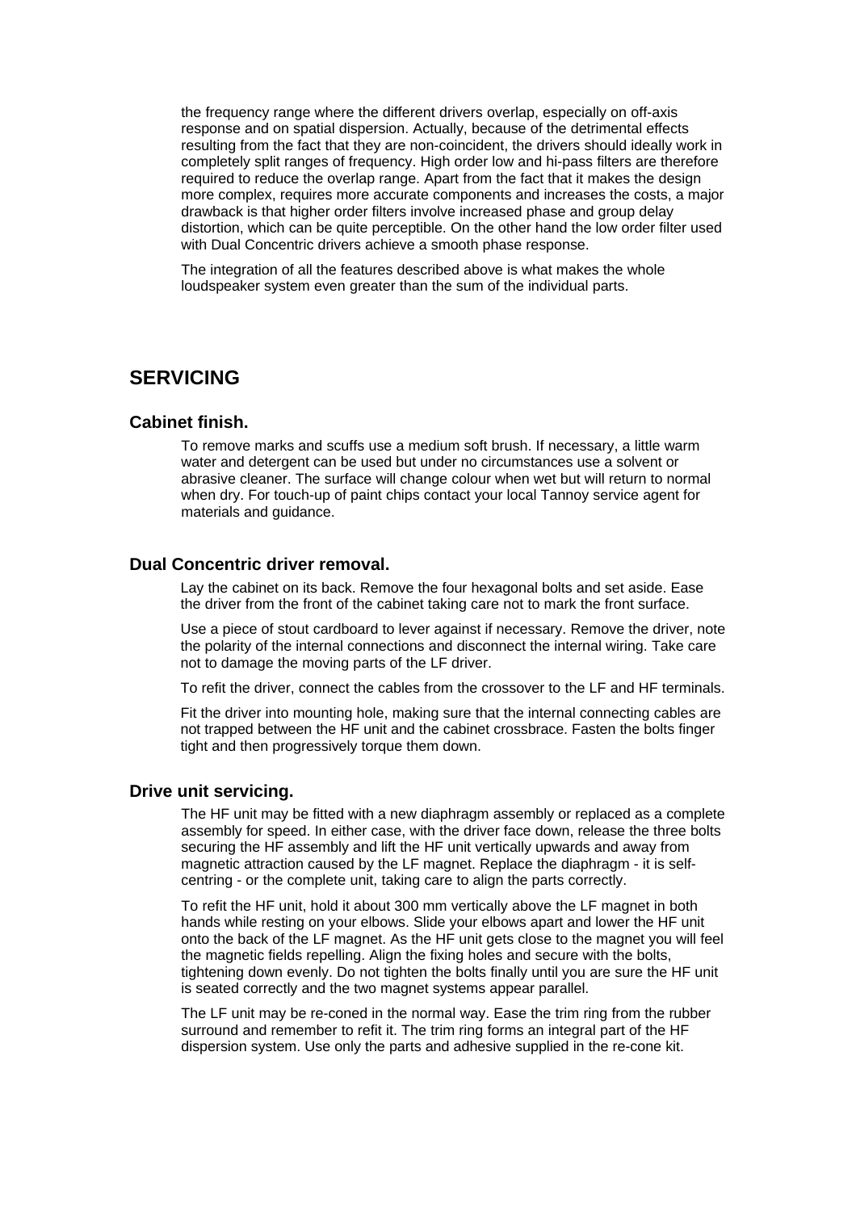the frequency range where the different drivers overlap, especially on off-axis response and on spatial dispersion. Actually, because of the detrimental effects resulting from the fact that they are non-coincident, the drivers should ideally work in completely split ranges of frequency. High order low and hi-pass filters are therefore required to reduce the overlap range. Apart from the fact that it makes the design more complex, requires more accurate components and increases the costs, a major drawback is that higher order filters involve increased phase and group delay distortion, which can be quite perceptible. On the other hand the low order filter used with Dual Concentric drivers achieve a smooth phase response.

The integration of all the features described above is what makes the whole loudspeaker system even greater than the sum of the individual parts.

## SERVICING

### Cabinet finish.

To remove marks and scuffs use a medium soft brush. If necessary, a little warm water and detergent can be used but under no circumstances use a solvent or abrasive cleaner. The surface will change colour when wet but will return to normal when dry. For touch-up of paint chips contact your local Tannoy service agent for materials and guidance.

### Dual Concentric driver removal.

Lay the cabinet on its back. Remove the four hexagonal bolts and set aside. Ease the driver from the front of the cabinet taking care not to mark the front surface.

Use a piece of stout cardboard to lever against if necessary. Remove the driver, note the polarity of the internal connections and disconnect the internal wiring. Take care not to damage the moving parts of the LF driver.

To refit the driver, connect the cables from the crossover to the LF and HF terminals.

Fit the driver into mounting hole, making sure that the internal connecting cables are not trapped between the HF unit and the cabinet crossbrace. Fasten the bolts finger tight and then progressively torque them down.

### Drive unit servicing.

The HF unit may be fitted with a new diaphragm assembly or replaced as a complete assembly for speed. In either case, with the driver face down, release the three bolts securing the HF assembly and lift the HF unit vertically upwards and away from magnetic attraction caused by the LF magnet. Replace the diaphragm - it is self-centring - or the complete unit, taking care to align the parts correctly.

To refit the HF unit, hold it about 300 mm vertically above the LF magnet in both hands while resting on your elbows. Slide your elbows apart and lower the HF unit onto the back of the LF magnet. As the HF unit gets close to the magnet you will feel the magnetic fields repelling. Align the fixing holes and secure with the bolts, tightening down evenly. Do not tighten the bolts finally until you are sure the HF unit is seated correctly and the two magnet systems appear parallel.

The LF unit may be re-coned in the normal way. Ease the trim ring from the rubber surround and remember to refit it. The trim ring forms an integral part of the HF dispersion system. Use only the parts and adhesive supplied in the re-cone kit.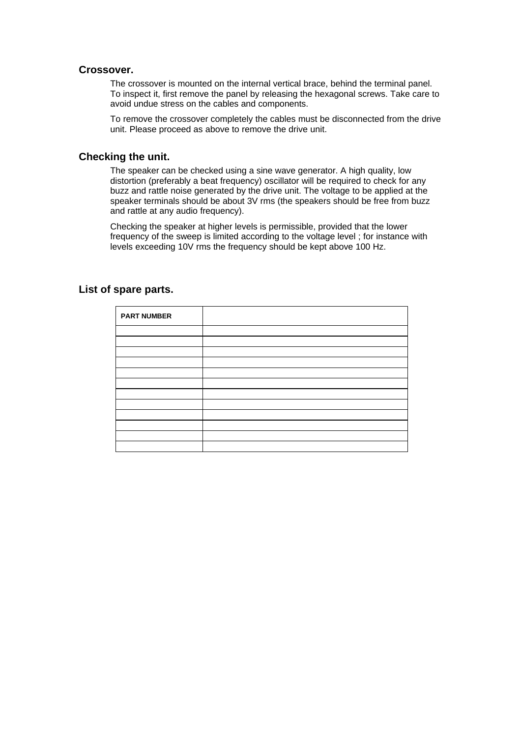## Crossover.

The crossover is mounted on the internal vertical brace, behind the terminal panel. To inspect it, first remove the panel by releasing the hexagonal screws. Take care to avoid undue stress on the cables and components.

To remove the crossover completely the cables must be disconnected from the drive unit. Please proceed as above to remove the drive unit.

## Checking the unit.

The speaker can be checked using a sine wave generator. A high quality, low distortion (preferably a beat frequency) oscillator will be required to check for any buzz and rattle noise generated by the drive unit. The voltage to be applied at the speaker terminals should be about 3V rms (the speakers should be free from buzz and rattle at any audio frequency).

Checking the speaker at higher levels is permissible, provided that the lower frequency of the sweep is limited according to the voltage level ; for instance with levels exceeding 10V rms the frequency should be kept above 100 Hz.

## List of spare parts.

| PART NUMBER | |
|---|---|
| | |
| | |
| | |
| | |
| | |
| | |
| | |
| | |
| | |
| | |
| | |
| | |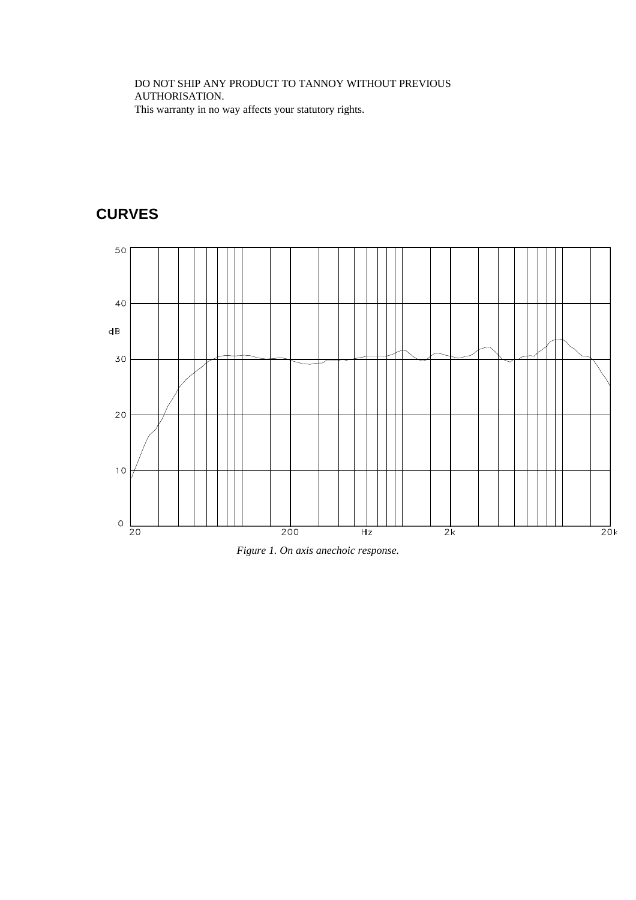DO NOT SHIP ANY PRODUCT TO TANNOY WITHOUT PREVIOUS AUTHORISATION.
This warranty in no way affects your statutory rights.

# CURVES

*Figure 1. On axis anechoic response.*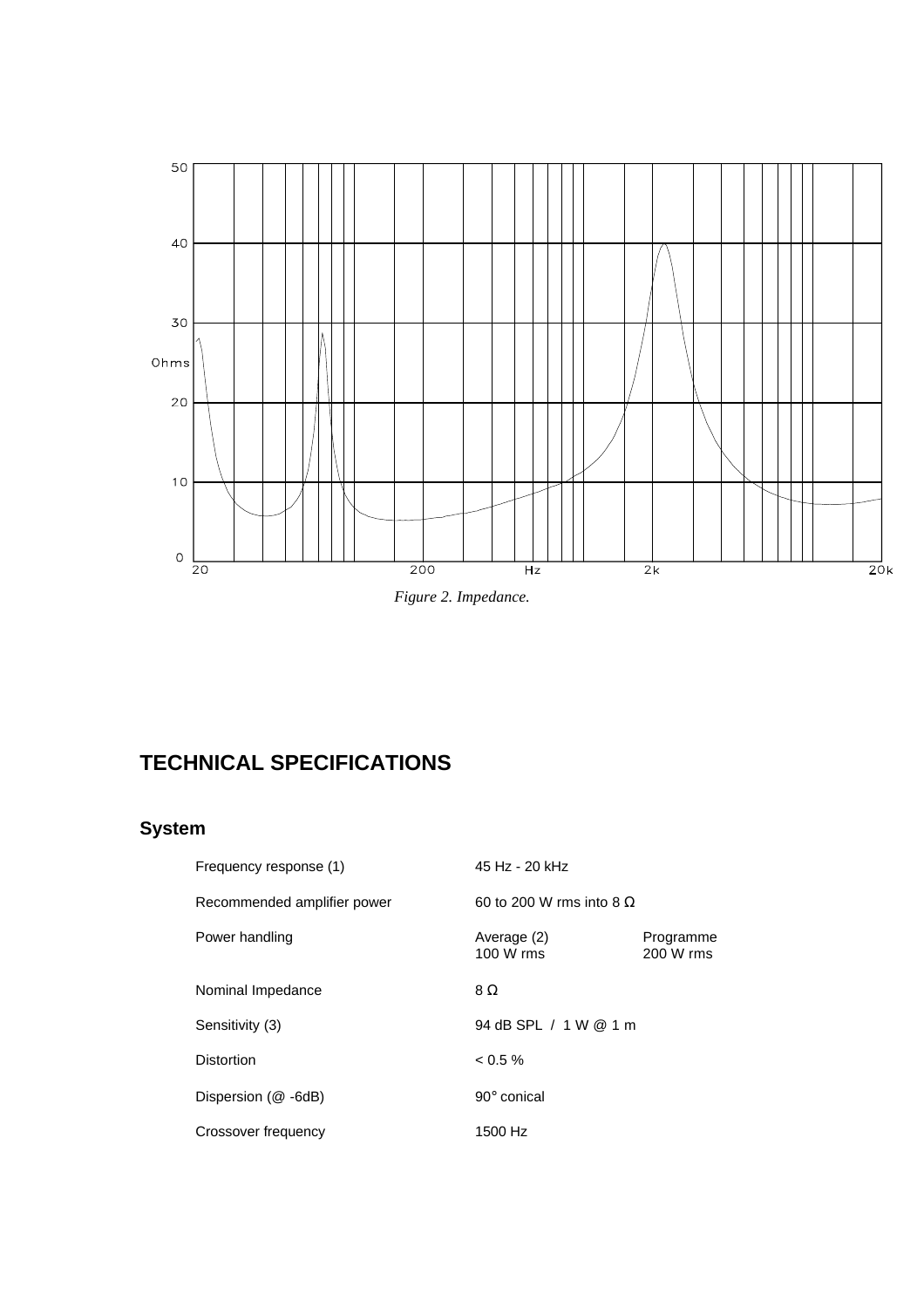*Figure 2. Impedance.*

## TECHNICAL SPECIFICATIONS

### System

| | | |
|---|---|---|
| Frequency response (1) | 45 Hz - 20 kHz | |
| Recommended amplifier power | 60 to 200 W rms into 8 Ω | |
| Power handling | Average (2)<br>100 W rms | Programme<br>200 W rms |
| Nominal Impedance | 8 Ω | |
| Sensitivity (3) | 94 dB SPL / 1 W @ 1 m | |
| Distortion | < 0.5 % | |
| Dispersion (@ -6dB) | 90° conical | |
| Crossover frequency | 1500 Hz | |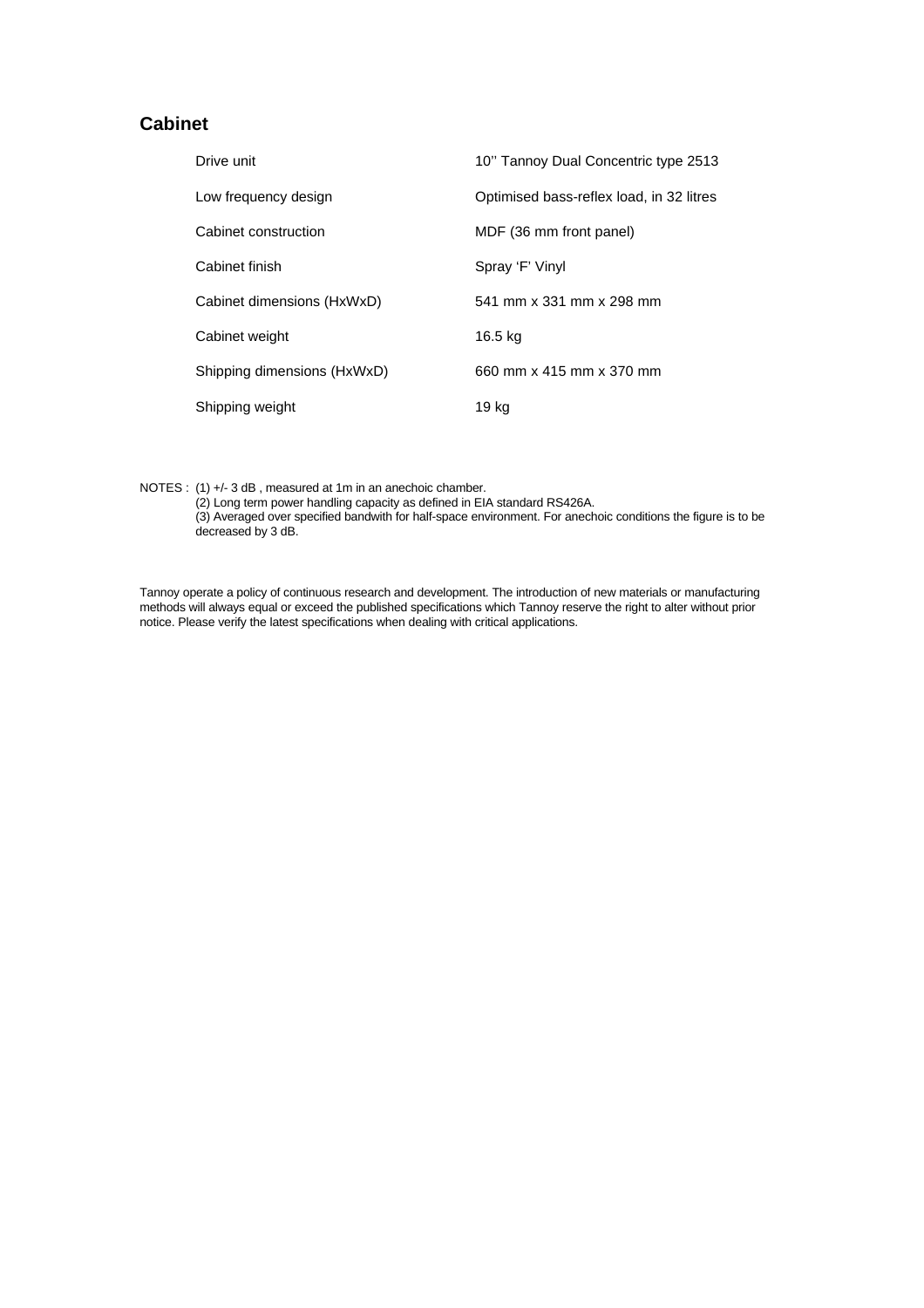## Cabinet

| | |
|---|---|
| Drive unit | 10'' Tannoy Dual Concentric type 2513 |
| Low frequency design | Optimised bass-reflex load, in 32 litres |
| Cabinet construction | MDF (36 mm front panel) |
| Cabinet finish | Spray 'F' Vinyl |
| Cabinet dimensions (HxWxD) | 541 mm x 331 mm x 298 mm |
| Cabinet weight | 16.5 kg |
| Shipping dimensions (HxWxD) | 660 mm x 415 mm x 370 mm |
| Shipping weight | 19 kg |

NOTES : (1) +/- 3 dB , measured at 1m in an anechoic chamber.
(2) Long term power handling capacity as defined in EIA standard RS426A.
(3) Averaged over specified bandwith for half-space environment. For anechoic conditions the figure is to be decreased by 3 dB.

Tannoy operate a policy of continuous research and development. The introduction of new materials or manufacturing methods will always equal or exceed the published specifications which Tannoy reserve the right to alter without prior notice. Please verify the latest specifications when dealing with critical applications.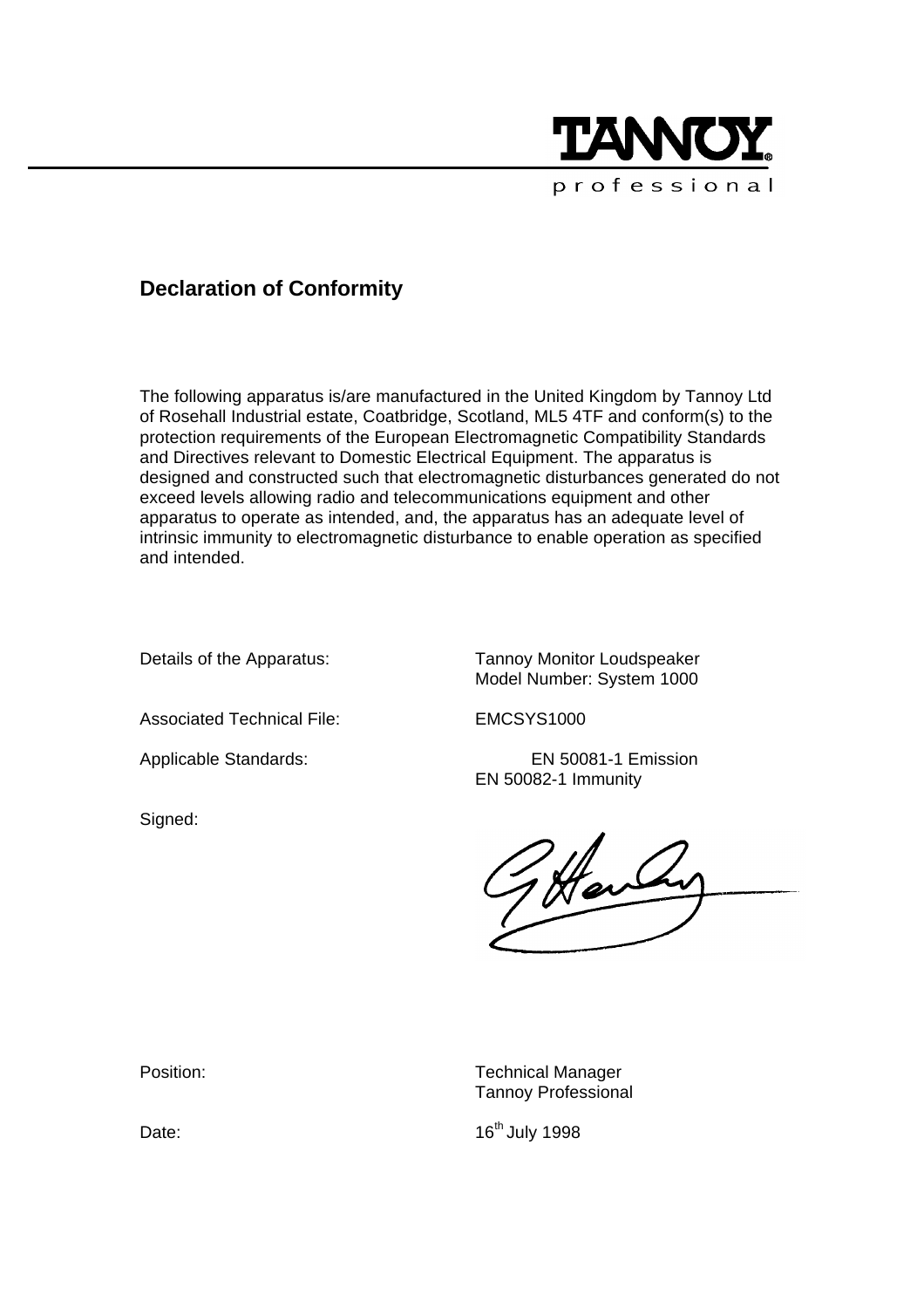TANNOY
professional

## Declaration of Conformity

The following apparatus is/are manufactured in the United Kingdom by Tannoy Ltd of Rosehall Industrial estate, Coatbridge, Scotland, ML5 4TF and conform(s) to the protection requirements of the European Electromagnetic Compatibility Standards and Directives relevant to Domestic Electrical Equipment. The apparatus is designed and constructed such that electromagnetic disturbances generated do not exceed levels allowing radio and telecommunications equipment and other apparatus to operate as intended, and, the apparatus has an adequate level of intrinsic immunity to electromagnetic disturbance to enable operation as specified and intended.

Details of the Apparatus: Tannoy Monitor Loudspeaker
Model Number: System 1000

Associated Technical File: EMCSYS1000

Applicable Standards: EN 50081-1 Emission
EN 50082-1 Immunity

Signed:

Position: Technical Manager
Tannoy Professional

Date: 16th July 1998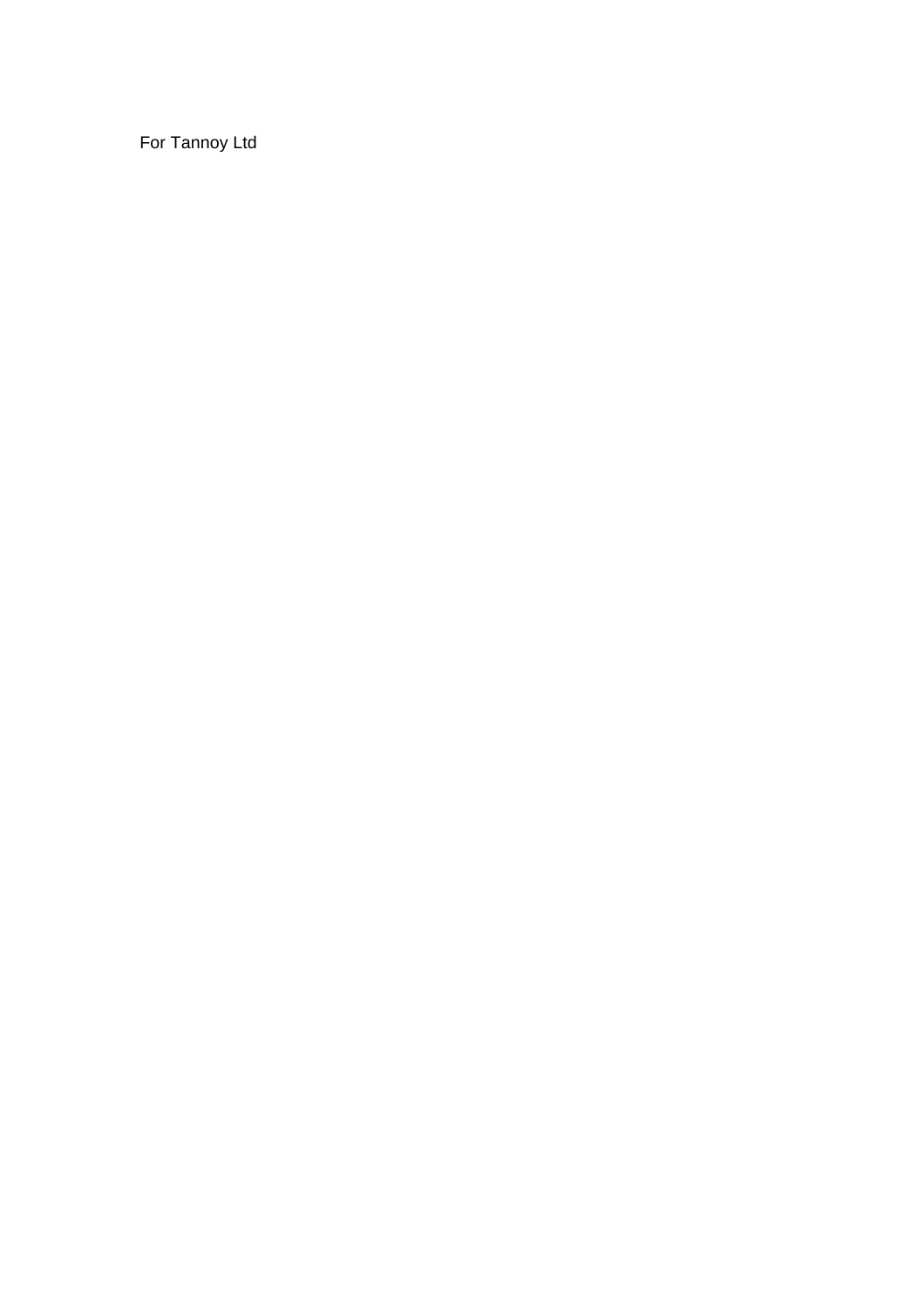For Tannoy Ltd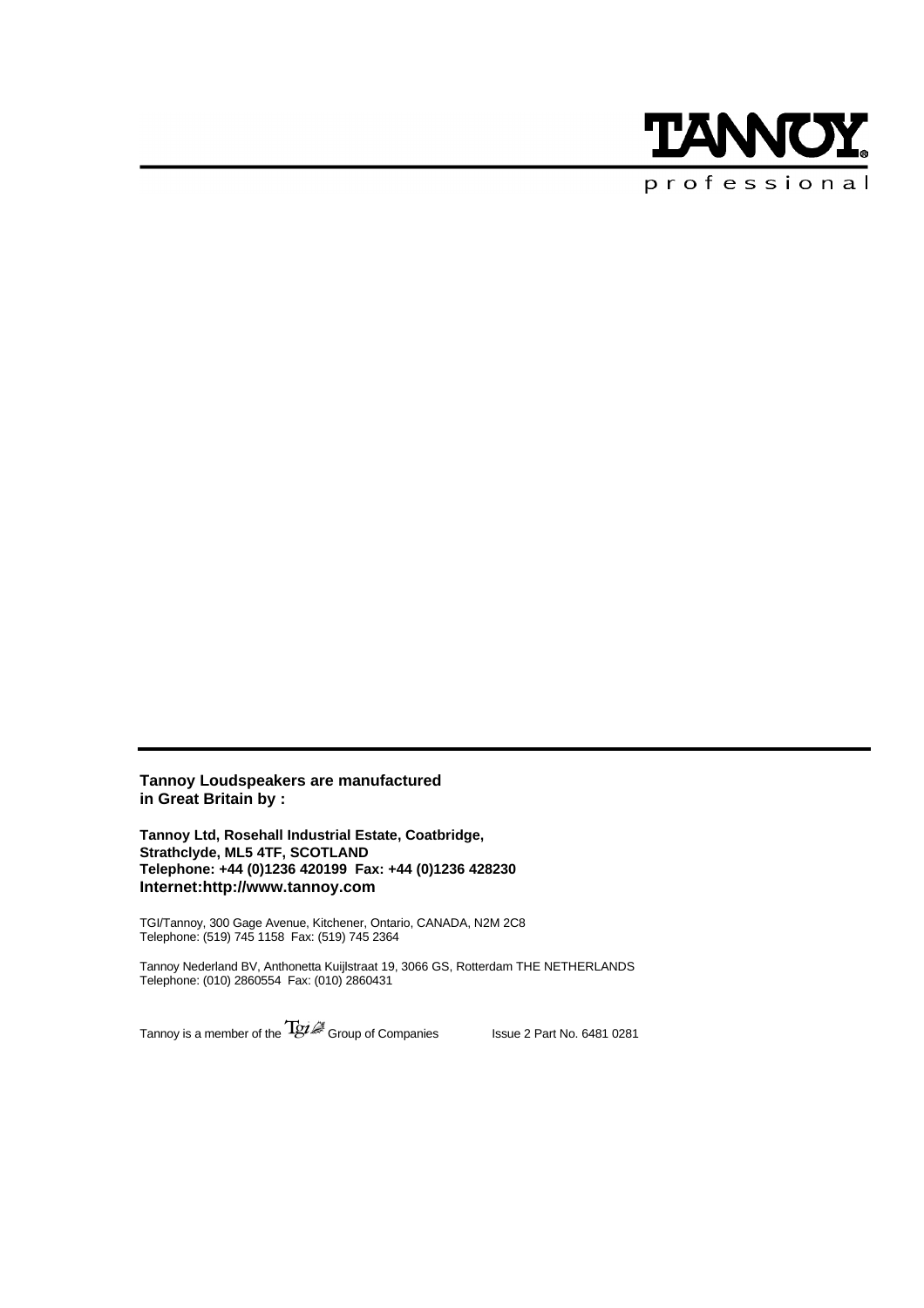TANNOY
professional

**Tannoy Loudspeakers are manufactured in Great Britain by :**

**Tannoy Ltd, Rosehall Industrial Estate, Coatbridge,**
**Strathclyde, ML5 4TF, SCOTLAND**
**Telephone: +44 (0)1236 420199 Fax: +44 (0)1236 428230**
**Internet:http://www.tannoy.com**

TGI/Tannoy, 300 Gage Avenue, Kitchener, Ontario, CANADA, N2M 2C8
Telephone: (519) 745 1158 Fax: (519) 745 2364

Tannoy Nederland BV, Anthonetta Kuijlstraat 19, 3066 GS, Rotterdam THE NETHERLANDS
Telephone: (010) 2860554 Fax: (010) 2860431

Tannoy is a member of the Tgi Group of Companies

Issue 2 Part No. 6481 0281